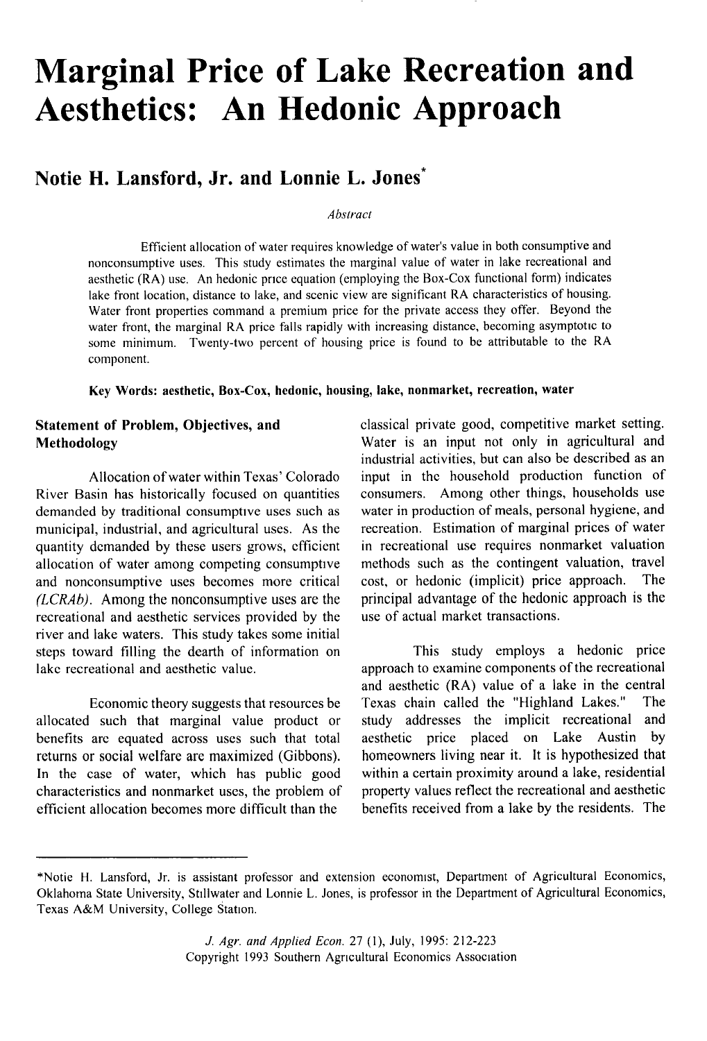# Marginal Price of Lake Recreation and Aesthetics: An Hedonic Approach

## Notie H. Lansford, Jr. and Lonnie L. Jones*

*Abstract*

Efficient allocation of water requires knowledge of water's value in both consumptive and nonconsumptive uses. This study estimates the marginal value of water in lake recreational and aesthetic (RA) use. An hedonic price equation (employing the Box-Cox functional form) indicates lake front location, distance to lake, and scenic view are significant RA characteristics of housing. Water front properties command a premium price for the private access they offer. Beyond the water front, the marginal RA price falls rapidly with increasing distance, becoming asymptotic to some minimum. Twenty-two percent of housing price is found to be attributable to the RA component.

**Key Words: aesthetic, Box-Cox, hedonic, housing, lake, nonmarket, recreation, water**

### Statement of Problem, Objectives, and Methodology

Allocation of water within Texas' Colorado River Basin has historically focused on quantities demanded by traditional consumptive uses such as municipal, industrial, and agricultural uses. As the quantity demanded by these users grows, efficient allocation of water among competing consumptive and nonconsumptive uses becomes more critical *(LCRAb)*. Among the nonconsumptive uses are the recreational and aesthetic services provided by the river and lake waters. This study takes some initial steps toward filling the dearth of information on lake recreational and aesthetic value.

Economic theory suggests that resources be allocated such that marginal value product or benefits are equated across uses such that total returns or social welfare are maximized (Gibbons). In the case of water, which has public good characteristics and nonmarket uses, the problem of efficient allocation becomes more difficult than the classical private good, competitive market setting. Water is an input not only in agricultural and industrial activities, but can also be described as an input in the household production function of consumers. Among other things, households use water in production of meals, personal hygiene, and recreation. Estimation of marginal prices of water in recreational use requires nonmarket valuation methods such as the contingent valuation, travel cost, or hedonic (implicit) price approach. The principal advantage of the hedonic approach is the use of actual market transactions.

This study employs a hedonic price approach to examine components of the recreational and aesthetic (RA) value of a lake in the central Texas chain called the "Highland Lakes." The study addresses the implicit recreational and aesthetic price placed on Lake Austin by homeowners living near it. It is hypothesized that within a certain proximity around a lake, residential property values reflect the recreational and aesthetic benefits received from a lake by the residents. The

---

*Notie H. Lansford, Jr. is assistant professor and extension economist, Department of Agricultural Economics, Oklahoma State University, Stillwater and Lonnie L. Jones, is professor in the Department of Agricultural Economics, Texas A&M University, College Station.

*J. Agr. and Applied Econ.* 27 (1), July, 1995: 212-223
Copyright 1993 Southern Agricultural Economics Association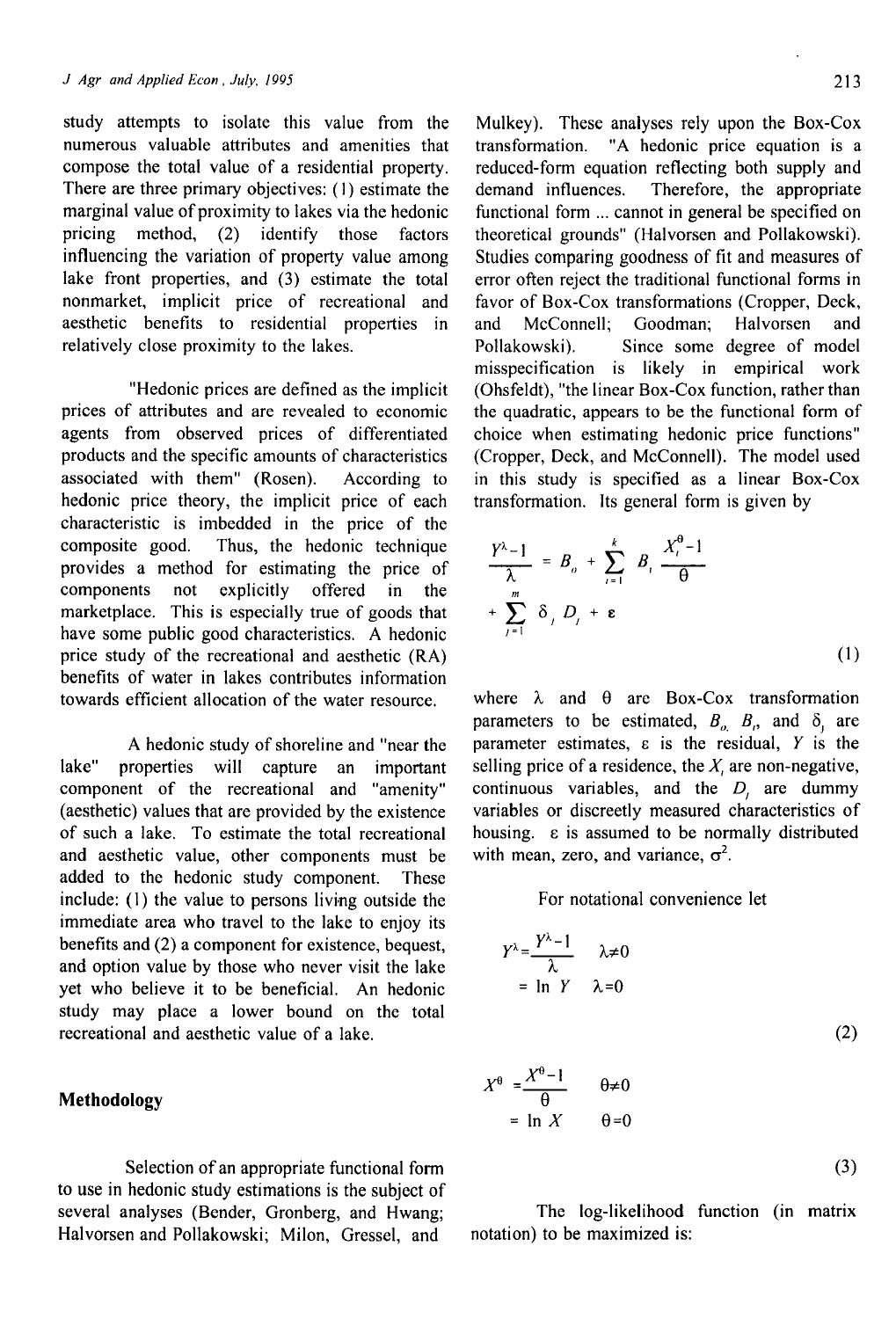study attempts to isolate this value from the numerous valuable attributes and amenities that compose the total value of a residential property. There are three primary objectives: (1) estimate the marginal value of proximity to lakes via the hedonic pricing method, (2) identify those factors influencing the variation of property value among lake front properties, and (3) estimate the total nonmarket, implicit price of recreational and aesthetic benefits to residential properties in relatively close proximity to the lakes.

"Hedonic prices are defined as the implicit prices of attributes and are revealed to economic agents from observed prices of differentiated products and the specific amounts of characteristics associated with them" (Rosen). According to hedonic price theory, the implicit price of each characteristic is imbedded in the price of the composite good. Thus, the hedonic technique provides a method for estimating the price of components not explicitly offered in the marketplace. This is especially true of goods that have some public good characteristics. A hedonic price study of the recreational and aesthetic (RA) benefits of water in lakes contributes information towards efficient allocation of the water resource.

A hedonic study of shoreline and "near the lake" properties will capture an important component of the recreational and "amenity" (aesthetic) values that are provided by the existence of such a lake. To estimate the total recreational and aesthetic value, other components must be added to the hedonic study component. These include: (1) the value to persons living outside the immediate area who travel to the lake to enjoy its benefits and (2) a component for existence, bequest, and option value by those who never visit the lake yet who believe it to be beneficial. An hedonic study may place a lower bound on the total recreational and aesthetic value of a lake.

## Methodology

Selection of an appropriate functional form to use in hedonic study estimations is the subject of several analyses (Bender, Gronberg, and Hwang; Halvorsen and Pollakowski; Milon, Gressel, and Mulkey). These analyses rely upon the Box-Cox transformation. "A hedonic price equation is a reduced-form equation reflecting both supply and demand influences. Therefore, the appropriate functional form ... cannot in general be specified on theoretical grounds" (Halvorsen and Pollakowski). Studies comparing goodness of fit and measures of error often reject the traditional functional forms in favor of Box-Cox transformations (Cropper, Deck, and McConnell; Goodman; Halvorsen and Pollakowski). Since some degree of model misspecification is likely in empirical work (Ohsfeldt), "the linear Box-Cox function, rather than the quadratic, appears to be the functional form of choice when estimating hedonic price functions" (Cropper, Deck, and McConnell). The model used in this study is specified as a linear Box-Cox transformation. Its general form is given by

$$\frac{Y^{\lambda}-1}{\lambda} = B_o + \sum_{i=1}^{k} B_i \frac{X_i^{\theta}-1}{\theta} + \sum_{j=1}^{m} \delta_j D_j + \varepsilon \tag{1}$$

where $\lambda$ and $\theta$ are Box-Cox transformation parameters to be estimated, $B_o$, $B_i$, and $\delta_j$ are parameter estimates, $\varepsilon$ is the residual, $Y$ is the selling price of a residence, the $X_i$ are non-negative, continuous variables, and the $D_j$ are dummy variables or discreetly measured characteristics of housing. $\varepsilon$ is assumed to be normally distributed with mean, zero, and variance, $\sigma^2$.

For notational convenience let

$$Y^{\lambda} = \frac{Y^{\lambda}-1}{\lambda} \quad \lambda \neq 0$$
$$= \ln Y \quad \lambda = 0 \tag{2}$$

$$X^{\theta} = \frac{X^{\theta}-1}{\theta} \quad \theta \neq 0$$
$$= \ln X \quad \theta = 0 \tag{3}$$

The log-likelihood function (in matrix notation) to be maximized is: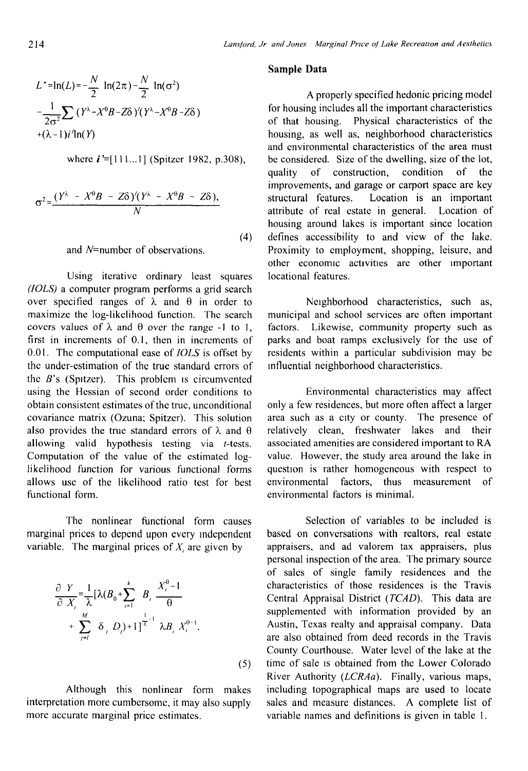$$L^* = \ln(L) = -\frac{N}{2}\ln(2\pi) - \frac{N}{2}\ln(\sigma^2)$$

$$-\frac{1}{2\sigma^2}\sum (Y^\lambda - X^\theta B - Z\delta)'(Y^\lambda - X^\theta B - Z\delta)$$

$$+(\lambda - 1)i'\ln(Y)$$

where $i' = [1\,1\,1 \ldots 1]$ (Spitzer 1982, p.308),

$$\sigma^2 = \frac{(Y^\lambda - X^\theta B - Z\delta)'(Y^\lambda - X^\theta B - Z\delta)}{N}, \tag{4}$$

and $N$=number of observations.

Using iterative ordinary least squares (*IOLS*) a computer program performs a grid search over specified ranges of $\lambda$ and $\theta$ in order to maximize the log-likelihood function. The search covers values of $\lambda$ and $\theta$ over the range -1 to 1, first in increments of 0.1, then in increments of 0.01. The computational ease of *IOLS* is offset by the under-estimation of the true standard errors of the $B$'s (Spitzer). This problem is circumvented using the Hessian of second order conditions to obtain consistent estimates of the true, unconditional covariance matrix (Ozuna; Spitzer). This solution also provides the true standard errors of $\lambda$ and $\theta$ allowing valid hypothesis testing via $t$-tests. Computation of the value of the estimated log-likelihood function for various functional forms allows use of the likelihood ratio test for best functional form.

The nonlinear functional form causes marginal prices to depend upon every independent variable. The marginal prices of $X_i$ are given by

$$\frac{\partial Y}{\partial X_i} = \frac{1}{\lambda}[\lambda(B_0 + \sum_{i=1}^{k} B_i \frac{X_i^\theta - 1}{\theta} + \sum_{j=l}^{M} \delta_j D_j) + 1]^{\frac{1}{\lambda}-1} \lambda B_i X_i^{\theta - 1}. \tag{5}$$

Although this nonlinear form makes interpretation more cumbersome, it may also supply more accurate marginal price estimates.

## Sample Data

A properly specified hedonic pricing model for housing includes all the important characteristics of that housing. Physical characteristics of the housing, as well as, neighborhood characteristics and environmental characteristics of the area must be considered. Size of the dwelling, size of the lot, quality of construction, condition of the improvements, and garage or carport space are key structural features. Location is an important attribute of real estate in general. Location of housing around lakes is important since location defines accessibility to and view of the lake. Proximity to employment, shopping, leisure, and other economic activities are other important locational features.

Neighborhood characteristics, such as, municipal and school services are often important factors. Likewise, community property such as parks and boat ramps exclusively for the use of residents within a particular subdivision may be influential neighborhood characteristics.

Environmental characteristics may affect only a few residences, but more often affect a larger area such as a city or county. The presence of relatively clean, freshwater lakes and their associated amenities are considered important to RA value. However, the study area around the lake in question is rather homogeneous with respect to environmental factors, thus measurement of environmental factors is minimal.

Selection of variables to be included is based on conversations with realtors, real estate appraisers, and ad valorem tax appraisers, plus personal inspection of the area. The primary source of sales of single family residences and the characteristics of those residences is the Travis Central Appraisal District (*TCAD*). This data are supplemented with information provided by an Austin, Texas realty and appraisal company. Data are also obtained from deed records in the Travis County Courthouse. Water level of the lake at the time of sale is obtained from the Lower Colorado River Authority (*LCRAa*). Finally, various maps, including topographical maps are used to locate sales and measure distances. A complete list of variable names and definitions is given in table 1.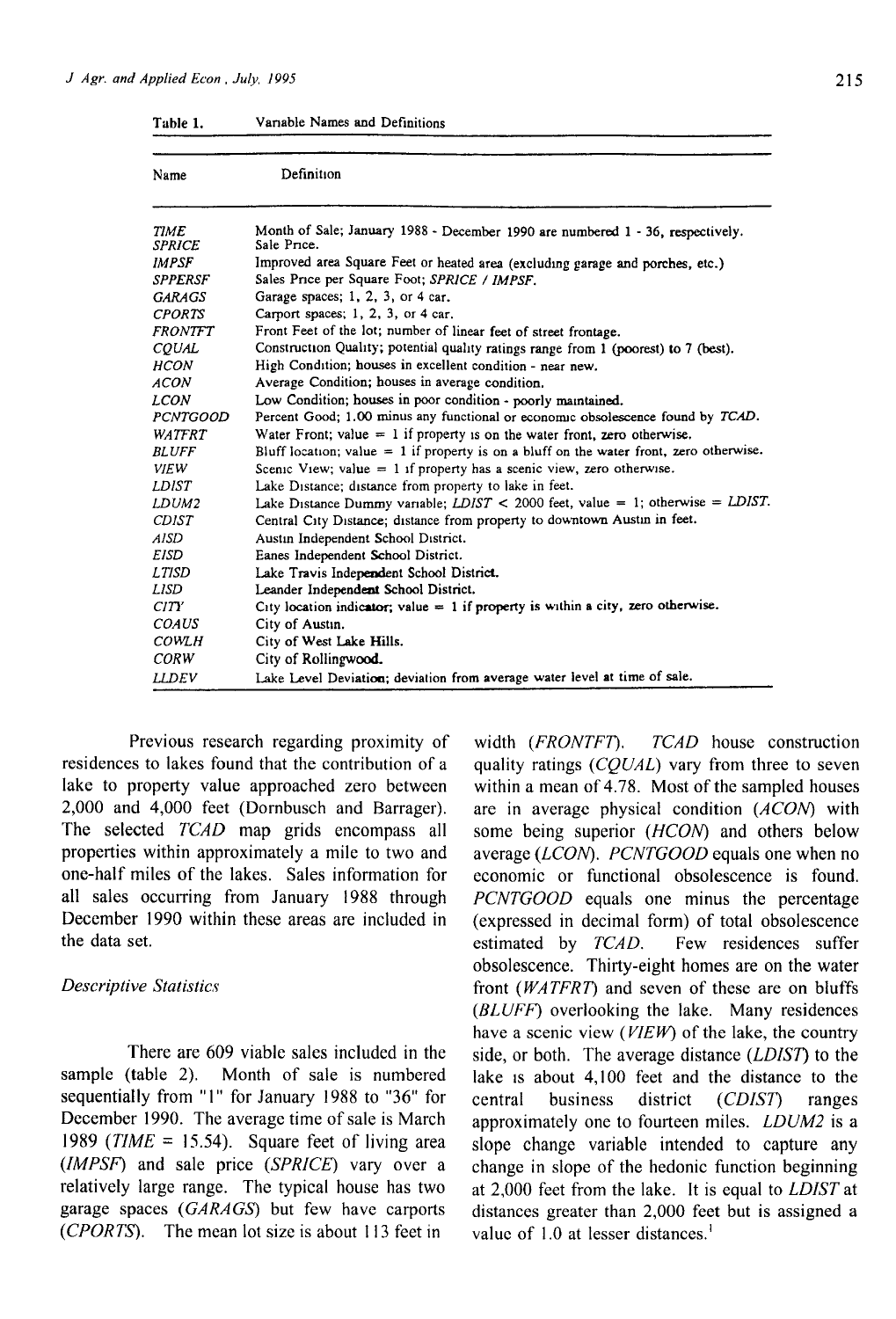Table 1. Variable Names and Definitions

| Name | Definition |
|---|---|
| *TIME* | Month of Sale; January 1988 - December 1990 are numbered 1 - 36, respectively. |
| *SPRICE* | Sale Price. |
| *IMPSF* | Improved area Square Feet or heated area (excluding garage and porches, etc.) |
| *SPPERSF* | Sales Price per Square Foot; *SPRICE / IMPSF*. |
| *GARAGS* | Garage spaces; 1, 2, 3, or 4 car. |
| *CPORTS* | Carport spaces; 1, 2, 3, or 4 car. |
| *FRONTFT* | Front Feet of the lot; number of linear feet of street frontage. |
| *CQUAL* | Construction Quality; potential quality ratings range from 1 (poorest) to 7 (best). |
| *HCON* | High Condition; houses in excellent condition - near new. |
| *ACON* | Average Condition; houses in average condition. |
| *LCON* | Low Condition; houses in poor condition - poorly maintained. |
| *PCNTGOOD* | Percent Good; 1.00 minus any functional or economic obsolescence found by *TCAD*. |
| *WATFRT* | Water Front; value = 1 if property is on the water front, zero otherwise. |
| *BLUFF* | Bluff location; value = 1 if property is on a bluff on the water front, zero otherwise. |
| *VIEW* | Scenic View; value = 1 if property has a scenic view, zero otherwise. |
| *LDIST* | Lake Distance; distance from property to lake in feet. |
| *LDUM2* | Lake Distance Dummy variable; *LDIST* < 2000 feet, value = 1; otherwise = *LDIST*. |
| *CDIST* | Central City Distance; distance from property to downtown Austin in feet. |
| *AISD* | Austin Independent School District. |
| *EISD* | Eanes Independent School District. |
| *LTISD* | Lake Travis Independent School District. |
| *LISD* | Leander Independent School District. |
| *CITY* | City location indicator; value = 1 if property is within a city, zero otherwise. |
| *COAUS* | City of Austin. |
| *COWLH* | City of West Lake Hills. |
| *CORW* | City of Rollingwood. |
| *LLDEV* | Lake Level Deviation; deviation from average water level at time of sale. |

Previous research regarding proximity of residences to lakes found that the contribution of a lake to property value approached zero between 2,000 and 4,000 feet (Dornbusch and Barrager). The selected *TCAD* map grids encompass all properties within approximately a mile to two and one-half miles of the lakes. Sales information for all sales occurring from January 1988 through December 1990 within these areas are included in the data set.

*Descriptive Statistics*

There are 609 viable sales included in the sample (table 2). Month of sale is numbered sequentially from "1" for January 1988 to "36" for December 1990. The average time of sale is March 1989 (*TIME* = 15.54). Square feet of living area (*IMPSF*) and sale price (*SPRICE*) vary over a relatively large range. The typical house has two garage spaces (*GARAGS*) but few have carports (*CPORTS*). The mean lot size is about 113 feet in width (*FRONTFT*). *TCAD* house construction quality ratings (*CQUAL*) vary from three to seven within a mean of 4.78. Most of the sampled houses are in average physical condition (*ACON*) with some being superior (*HCON*) and others below average (*LCON*). *PCNTGOOD* equals one when no economic or functional obsolescence is found. *PCNTGOOD* equals one minus the percentage (expressed in decimal form) of total obsolescence estimated by *TCAD*. Few residences suffer obsolescence. Thirty-eight homes are on the water front (*WATFRT*) and seven of these are on bluffs (*BLUFF*) overlooking the lake. Many residences have a scenic view (*VIEW*) of the lake, the country side, or both. The average distance (*LDIST*) to the lake is about 4,100 feet and the distance to the central business district (*CDIST*) ranges approximately one to fourteen miles. *LDUM2* is a slope change variable intended to capture any change in slope of the hedonic function beginning at 2,000 feet from the lake. It is equal to *LDIST* at distances greater than 2,000 feet but is assigned a value of 1.0 at lesser distances.[1]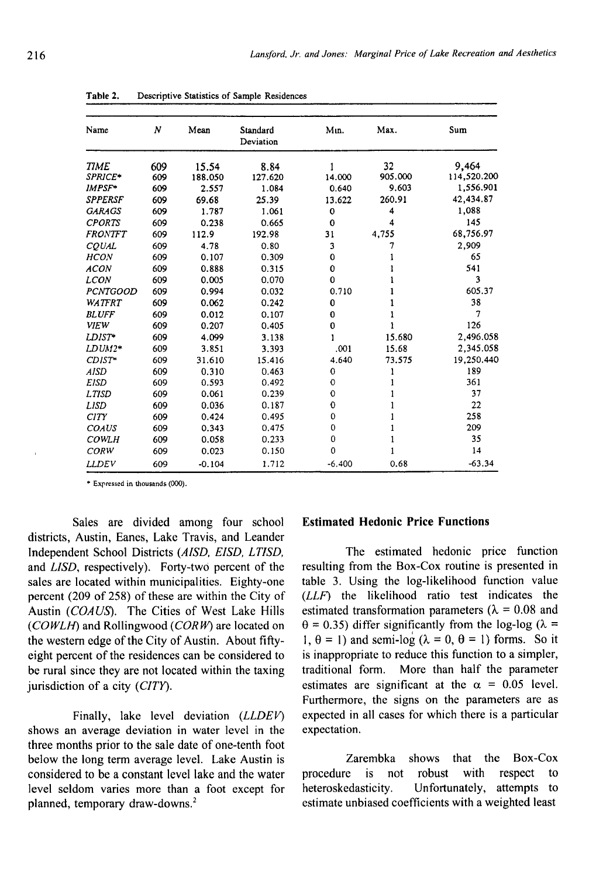Table 2. Descriptive Statistics of Sample Residences

| Name | N | Mean | Standard Deviation | Min. | Max. | Sum |
|---|---|---|---|---|---|---|
| TIME | 609 | 15.54 | 8.84 | 1 | 32 | 9,464 |
| SPRICE* | 609 | 188.050 | 127.620 | 14.000 | 905.000 | 114,520.200 |
| IMPSF* | 609 | 2.557 | 1.084 | 0.640 | 9.603 | 1,556.901 |
| SPPERSF | 609 | 69.68 | 25.39 | 13.622 | 260.91 | 42,434.87 |
| GARAGS | 609 | 1.787 | 1.061 | 0 | 4 | 1,088 |
| CPORTS | 609 | 0.238 | 0.665 | 0 | 4 | 145 |
| FRONTFT | 609 | 112.9 | 192.98 | 31 | 4,755 | 68,756.97 |
| CQUAL | 609 | 4.78 | 0.80 | 3 | 7 | 2,909 |
| HCON | 609 | 0.107 | 0.309 | 0 | 1 | 65 |
| ACON | 609 | 0.888 | 0.315 | 0 | 1 | 541 |
| LCON | 609 | 0.005 | 0.070 | 0 | 1 | 3 |
| PCNTGOOD | 609 | 0.994 | 0.032 | 0.710 | 1 | 605.37 |
| WATFRT | 609 | 0.062 | 0.242 | 0 | 1 | 38 |
| BLUFF | 609 | 0.012 | 0.107 | 0 | 1 | 7 |
| VIEW | 609 | 0.207 | 0.405 | 0 | 1 | 126 |
| LDIST* | 609 | 4.099 | 3.138 | 1 | 15.680 | 2,496.058 |
| LDUM2* | 609 | 3.851 | 3.393 | .001 | 15.68 | 2,345.058 |
| CDIST* | 609 | 31.610 | 15.416 | 4.640 | 73.575 | 19,250.440 |
| AISD | 609 | 0.310 | 0.463 | 0 | 1 | 189 |
| EISD | 609 | 0.593 | 0.492 | 0 | 1 | 361 |
| LTISD | 609 | 0.061 | 0.239 | 0 | 1 | 37 |
| LISD | 609 | 0.036 | 0.187 | 0 | 1 | 22 |
| CITY | 609 | 0.424 | 0.495 | 0 | 1 | 258 |
| COAUS | 609 | 0.343 | 0.475 | 0 | 1 | 209 |
| COWLH | 609 | 0.058 | 0.233 | 0 | 1 | 35 |
| CORW | 609 | 0.023 | 0.150 | 0 | 1 | 14 |
| LLDEV | 609 | -0.104 | 1.712 | -6.400 | 0.68 | -63.34 |

* Expressed in thousands (000).

Sales are divided among four school districts, Austin, Eanes, Lake Travis, and Leander Independent School Districts (*AISD, EISD, LTISD,* and *LISD*, respectively). Forty-two percent of the sales are located within municipalities. Eighty-one percent (209 of 258) of these are within the City of Austin (*COAUS*). The Cities of West Lake Hills (*COWLH*) and Rollingwood (*CORW*) are located on the western edge of the City of Austin. About fifty-eight percent of the residences can be considered to be rural since they are not located within the taxing jurisdiction of a city (*CITY*).

Finally, lake level deviation (*LLDEV*) shows an average deviation in water level in the three months prior to the sale date of one-tenth foot below the long term average level. Lake Austin is considered to be a constant level lake and the water level seldom varies more than a foot except for planned, temporary draw-downs.[2]

## Estimated Hedonic Price Functions

The estimated hedonic price function resulting from the Box-Cox routine is presented in table 3. Using the log-likelihood function value (*LLF*) the likelihood ratio test indicates the estimated transformation parameters ($\lambda = 0.08$ and $\theta = 0.35$) differ significantly from the log-log ($\lambda = 1, \theta = 1$) and semi-log ($\lambda = 0, \theta = 1$) forms. So it is inappropriate to reduce this function to a simpler, traditional form. More than half the parameter estimates are significant at the $\alpha = 0.05$ level. Furthermore, the signs on the parameters are as expected in all cases for which there is a particular expectation.

Zarembka shows that the Box-Cox procedure is not robust with respect to heteroskedasticity. Unfortunately, attempts to estimate unbiased coefficients with a weighted least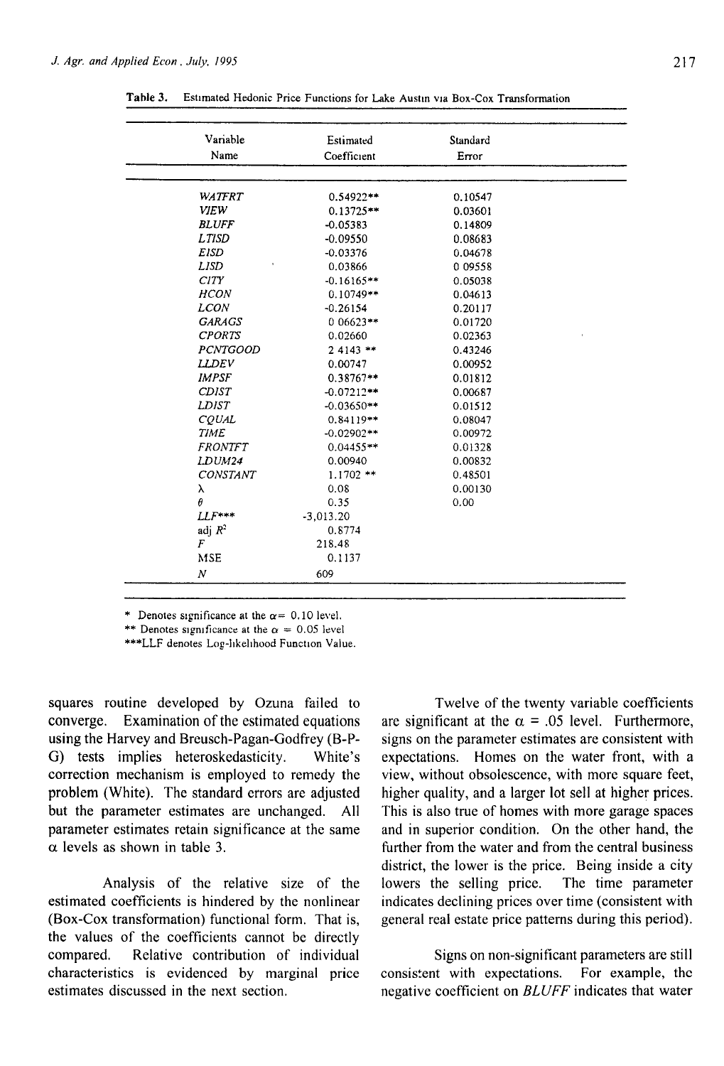Table 3. Estimated Hedonic Price Functions for Lake Austin via Box-Cox Transformation

| Variable Name | Estimated Coefficient | Standard Error |
|---|---|---|
| *WATFRT* | 0.54922** | 0.10547 |
| *VIEW* | 0.13725** | 0.03601 |
| *BLUFF* | -0.05383 | 0.14809 |
| *LTISD* | -0.09550 | 0.08683 |
| *EISD* | -0.03376 | 0.04678 |
| *LISD* | 0.03866 | 0.09558 |
| *CITY* | -0.16165** | 0.05038 |
| *HCON* | 0.10749** | 0.04613 |
| *LCON* | -0.26154 | 0.20117 |
| *GARAGS* | 0.06623** | 0.01720 |
| *CPORTS* | 0.02660 | 0.02363 |
| *PCNTGOOD* | 2.4143 ** | 0.43246 |
| *LLDEV* | 0.00747 | 0.00952 |
| *IMPSF* | 0.38767** | 0.01812 |
| *CDIST* | -0.07212** | 0.00687 |
| *LDIST* | -0.03650** | 0.01512 |
| *CQUAL* | 0.84119** | 0.08047 |
| *TIME* | -0.02902** | 0.00972 |
| *FRONTFT* | 0.04455** | 0.01328 |
| *LDUM24* | 0.00940 | 0.00832 |
| *CONSTANT* | 1.1702 ** | 0.48501 |
| $\lambda$ | 0.08 | 0.00130 |
| $\theta$ | 0.35 | 0.00 |
| *LLF**** | -3,013.20 | |
| adj $R^2$ | 0.8774 | |
| $F$ | 218.48 | |
| MSE | 0.1137 | |
| $N$ | 609 | |

\* Denotes significance at the $\alpha = 0.10$ level.
\** Denotes significance at the $\alpha = 0.05$ level
\***LLF denotes Log-likelihood Function Value.

squares routine developed by Ozuna failed to converge. Examination of the estimated equations using the Harvey and Breusch-Pagan-Godfrey (B-P-G) tests implies heteroskedasticity. White's correction mechanism is employed to remedy the problem (White). The standard errors are adjusted but the parameter estimates are unchanged. All parameter estimates retain significance at the same $\alpha$ levels as shown in table 3.

Analysis of the relative size of the estimated coefficients is hindered by the nonlinear (Box-Cox transformation) functional form. That is, the values of the coefficients cannot be directly compared. Relative contribution of individual characteristics is evidenced by marginal price estimates discussed in the next section.

Twelve of the twenty variable coefficients are significant at the $\alpha = .05$ level. Furthermore, signs on the parameter estimates are consistent with expectations. Homes on the water front, with a view, without obsolescence, with more square feet, higher quality, and a larger lot sell at higher prices. This is also true of homes with more garage spaces and in superior condition. On the other hand, the further from the water and from the central business district, the lower is the price. Being inside a city lowers the selling price. The time parameter indicates declining prices over time (consistent with general real estate price patterns during this period).

Signs on non-significant parameters are still consistent with expectations. For example, the negative coefficient on *BLUFF* indicates that water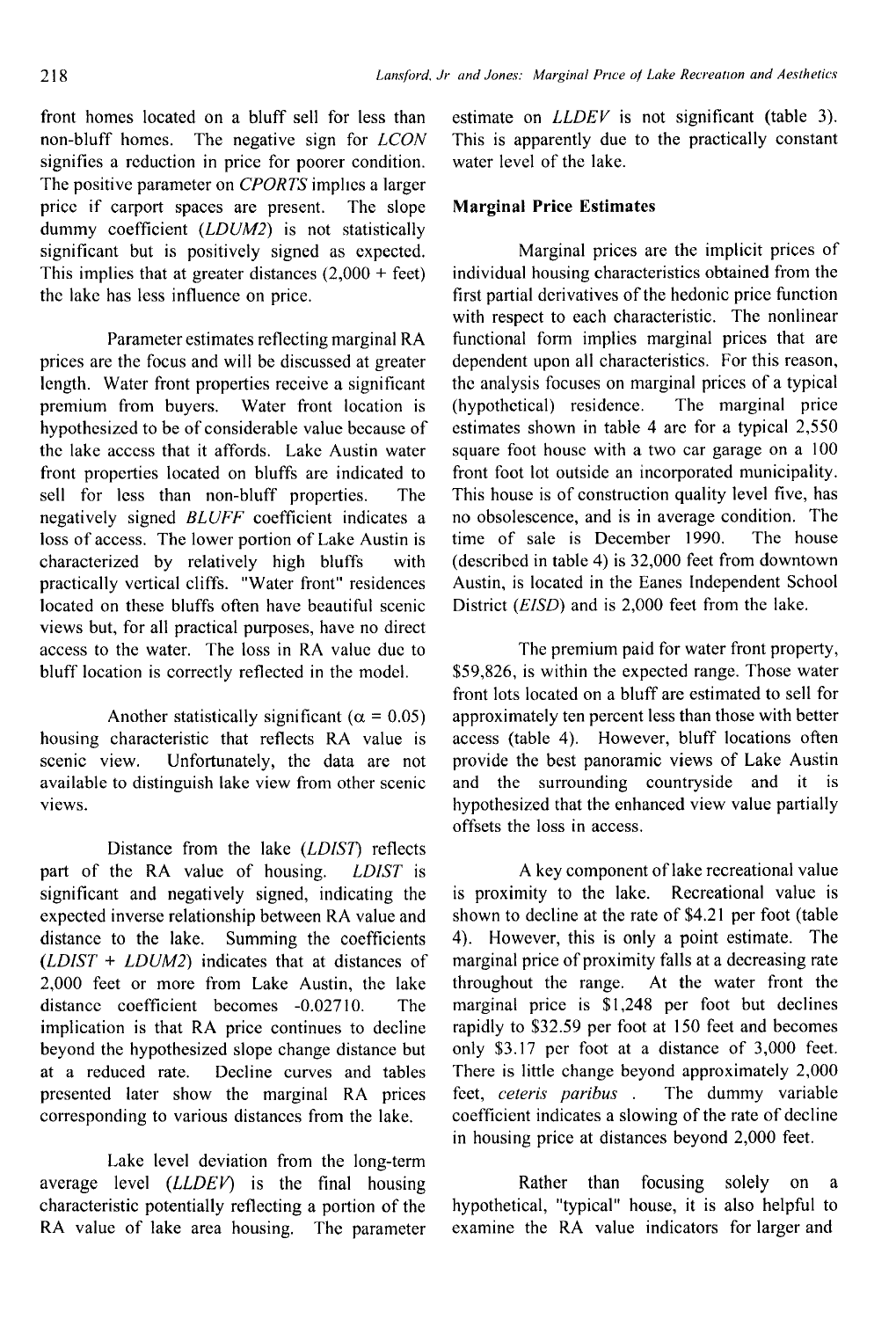front homes located on a bluff sell for less than non-bluff homes. The negative sign for *LCON* signifies a reduction in price for poorer condition. The positive parameter on *CPORTS* implies a larger price if carport spaces are present. The slope dummy coefficient (*LDUM2*) is not statistically significant but is positively signed as expected. This implies that at greater distances (2,000 + feet) the lake has less influence on price.

Parameter estimates reflecting marginal RA prices are the focus and will be discussed at greater length. Water front properties receive a significant premium from buyers. Water front location is hypothesized to be of considerable value because of the lake access that it affords. Lake Austin water front properties located on bluffs are indicated to sell for less than non-bluff properties. The negatively signed *BLUFF* coefficient indicates a loss of access. The lower portion of Lake Austin is characterized by relatively high bluffs with practically vertical cliffs. "Water front" residences located on these bluffs often have beautiful scenic views but, for all practical purposes, have no direct access to the water. The loss in RA value due to bluff location is correctly reflected in the model.

Another statistically significant ($\alpha = 0.05$) housing characteristic that reflects RA value is scenic view. Unfortunately, the data are not available to distinguish lake view from other scenic views.

Distance from the lake (*LDIST*) reflects part of the RA value of housing. *LDIST* is significant and negatively signed, indicating the expected inverse relationship between RA value and distance to the lake. Summing the coefficients (*LDIST* + *LDUM2*) indicates that at distances of 2,000 feet or more from Lake Austin, the lake distance coefficient becomes -0.02710. The implication is that RA price continues to decline beyond the hypothesized slope change distance but at a reduced rate. Decline curves and tables presented later show the marginal RA prices corresponding to various distances from the lake.

Lake level deviation from the long-term average level (*LLDEV*) is the final housing characteristic potentially reflecting a portion of the RA value of lake area housing. The parameter estimate on *LLDEV* is not significant (table 3). This is apparently due to the practically constant water level of the lake.

### Marginal Price Estimates

Marginal prices are the implicit prices of individual housing characteristics obtained from the first partial derivatives of the hedonic price function with respect to each characteristic. The nonlinear functional form implies marginal prices that are dependent upon all characteristics. For this reason, the analysis focuses on marginal prices of a typical (hypothetical) residence. The marginal price estimates shown in table 4 are for a typical 2,550 square foot house with a two car garage on a 100 front foot lot outside an incorporated municipality. This house is of construction quality level five, has no obsolescence, and is in average condition. The time of sale is December 1990. The house (described in table 4) is 32,000 feet from downtown Austin, is located in the Eanes Independent School District (*EISD*) and is 2,000 feet from the lake.

The premium paid for water front property, \$59,826, is within the expected range. Those water front lots located on a bluff are estimated to sell for approximately ten percent less than those with better access (table 4). However, bluff locations often provide the best panoramic views of Lake Austin and the surrounding countryside and it is hypothesized that the enhanced view value partially offsets the loss in access.

A key component of lake recreational value is proximity to the lake. Recreational value is shown to decline at the rate of \$4.21 per foot (table 4). However, this is only a point estimate. The marginal price of proximity falls at a decreasing rate throughout the range. At the water front the marginal price is \$1,248 per foot but declines rapidly to \$32.59 per foot at 150 feet and becomes only \$3.17 per foot at a distance of 3,000 feet. There is little change beyond approximately 2,000 feet, *ceteris paribus*. The dummy variable coefficient indicates a slowing of the rate of decline in housing price at distances beyond 2,000 feet.

Rather than focusing solely on a hypothetical, "typical" house, it is also helpful to examine the RA value indicators for larger and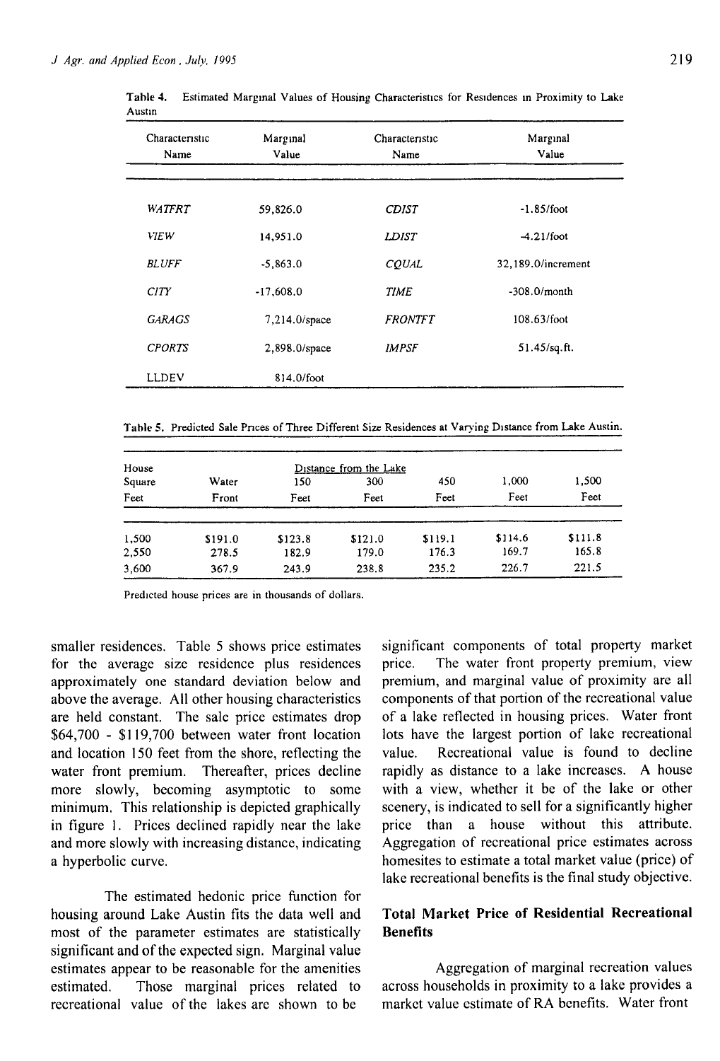**Table 4.** Estimated Marginal Values of Housing Characteristics for Residences in Proximity to Lake Austin

| Characteristic Name | Marginal Value | Characteristic Name | Marginal Value |
|---|---|---|---|
| *WATFRT* | 59,826.0 | *CDIST* | -1.85/foot |
| *VIEW* | 14,951.0 | *LDIST* | -4.21/foot |
| *BLUFF* | -5,863.0 | *CQUAL* | 32,189.0/increment |
| *CITY* | -17,608.0 | *TIME* | -308.0/month |
| *GARAGS* | 7,214.0/space | *FRONTFT* | 108.63/foot |
| *CPORTS* | 2,898.0/space | *IMPSF* | 51.45/sq.ft. |
| LLDEV | 814.0/foot | | |

**Table 5.** Predicted Sale Prices of Three Different Size Residences at Varying Distance from Lake Austin.

| House Square Feet | Water Front | Distance from the Lake 150 Feet | 300 Feet | 450 Feet | 1,000 Feet | 1,500 Feet |
|---|---|---|---|---|---|---|
| 1,500 | $191.0 | $123.8 | $121.0 | $119.1 | $114.6 | $111.8 |
| 2,550 | 278.5 | 182.9 | 179.0 | 176.3 | 169.7 | 165.8 |
| 3,600 | 367.9 | 243.9 | 238.8 | 235.2 | 226.7 | 221.5 |

Predicted house prices are in thousands of dollars.

smaller residences. Table 5 shows price estimates for the average size residence plus residences approximately one standard deviation below and above the average. All other housing characteristics are held constant. The sale price estimates drop $64,700 - $119,700 between water front location and location 150 feet from the shore, reflecting the water front premium. Thereafter, prices decline more slowly, becoming asymptotic to some minimum. This relationship is depicted graphically in figure 1. Prices declined rapidly near the lake and more slowly with increasing distance, indicating a hyperbolic curve.

The estimated hedonic price function for housing around Lake Austin fits the data well and most of the parameter estimates are statistically significant and of the expected sign. Marginal value estimates appear to be reasonable for the amenities estimated. Those marginal prices related to recreational value of the lakes are shown to be significant components of total property market price. The water front property premium, view premium, and marginal value of proximity are all components of that portion of the recreational value of a lake reflected in housing prices. Water front lots have the largest portion of lake recreational value. Recreational value is found to decline rapidly as distance to a lake increases. A house with a view, whether it be of the lake or other scenery, is indicated to sell for a significantly higher price than a house without this attribute. Aggregation of recreational price estimates across homesites to estimate a total market value (price) of lake recreational benefits is the final study objective.

## Total Market Price of Residential Recreational Benefits

Aggregation of marginal recreation values across households in proximity to a lake provides a market value estimate of RA benefits. Water front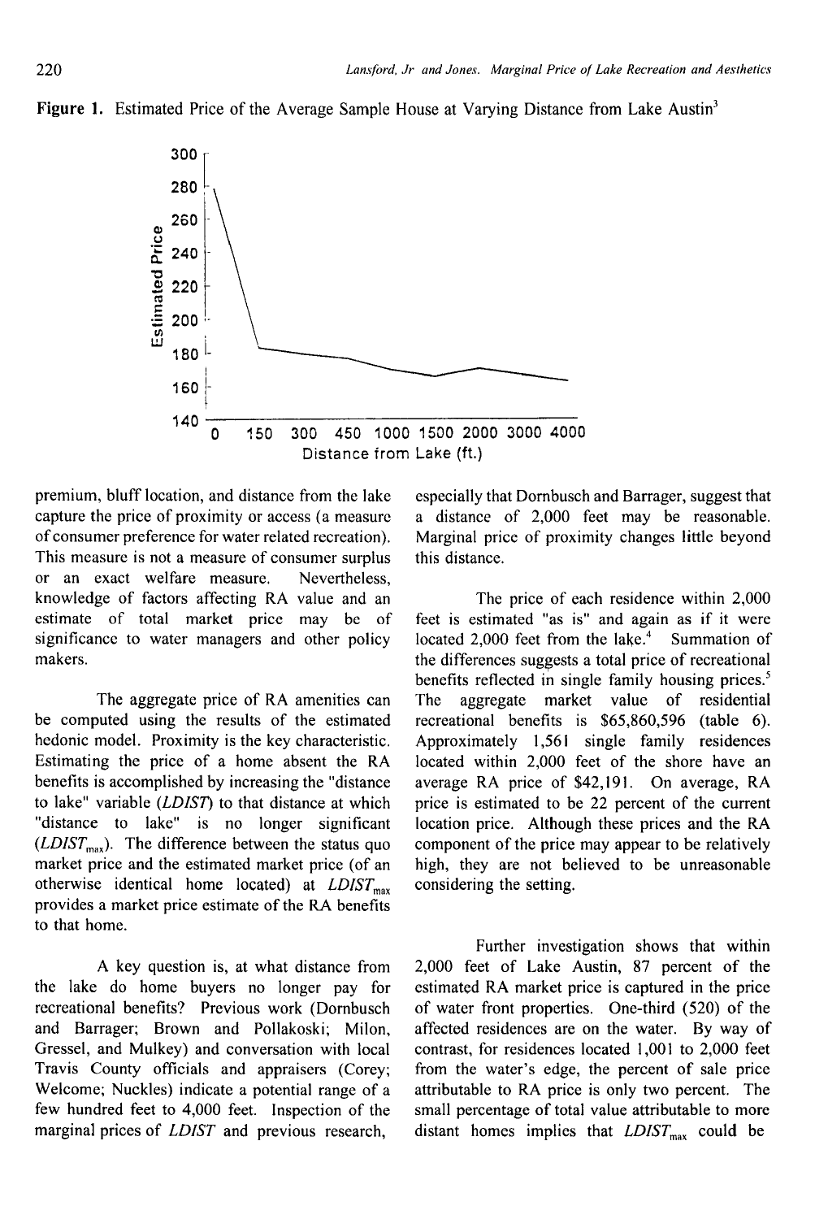**Figure 1.** Estimated Price of the Average Sample House at Varying Distance from Lake Austin[3]

premium, bluff location, and distance from the lake capture the price of proximity or access (a measure of consumer preference for water related recreation). This measure is not a measure of consumer surplus or an exact welfare measure. Nevertheless, knowledge of factors affecting RA value and an estimate of total market price may be of significance to water managers and other policy makers.

The aggregate price of RA amenities can be computed using the results of the estimated hedonic model. Proximity is the key characteristic. Estimating the price of a home absent the RA benefits is accomplished by increasing the "distance to lake" variable (*LDIST*) to that distance at which "distance to lake" is no longer significant ($LDIST_{max}$). The difference between the status quo market price and the estimated market price (of an otherwise identical home located) at $LDIST_{max}$ provides a market price estimate of the RA benefits to that home.

A key question is, at what distance from the lake do home buyers no longer pay for recreational benefits? Previous work (Dornbusch and Barrager; Brown and Pollakoski; Milon, Gressel, and Mulkey) and conversation with local Travis County officials and appraisers (Corey; Welcome; Nuckles) indicate a potential range of a few hundred feet to 4,000 feet. Inspection of the marginal prices of *LDIST* and previous research, especially that Dornbusch and Barrager, suggest that a distance of 2,000 feet may be reasonable. Marginal price of proximity changes little beyond this distance.

The price of each residence within 2,000 feet is estimated "as is" and again as if it were located 2,000 feet from the lake.[4] Summation of the differences suggests a total price of recreational benefits reflected in single family housing prices.[5] The aggregate market value of residential recreational benefits is $65,860,596 (table 6). Approximately 1,561 single family residences located within 2,000 feet of the shore have an average RA price of $42,191. On average, RA price is estimated to be 22 percent of the current location price. Although these prices and the RA component of the price may appear to be relatively high, they are not believed to be unreasonable considering the setting.

Further investigation shows that within 2,000 feet of Lake Austin, 87 percent of the estimated RA market price is captured in the price of water front properties. One-third (520) of the affected residences are on the water. By way of contrast, for residences located 1,001 to 2,000 feet from the water's edge, the percent of sale price attributable to RA price is only two percent. The small percentage of total value attributable to more distant homes implies that $LDIST_{max}$ could be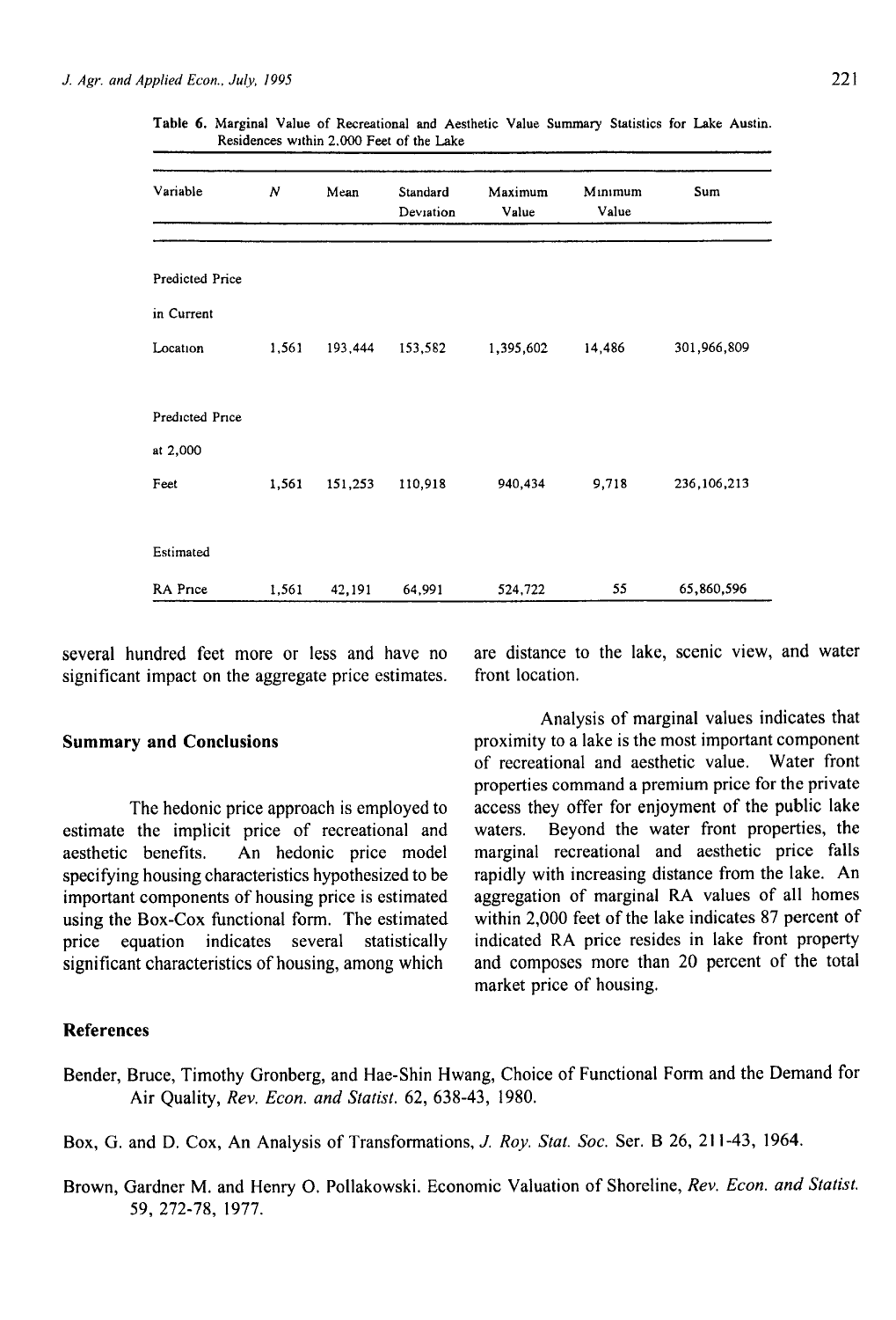Table 6. Marginal Value of Recreational and Aesthetic Value Summary Statistics for Lake Austin. Residences within 2,000 Feet of the Lake

| Variable | N | Mean | Standard Deviation | Maximum Value | Minimum Value | Sum |
|---|---|---|---|---|---|---|
| Predicted Price in Current Location | 1,561 | 193,444 | 153,582 | 1,395,602 | 14,486 | 301,966,809 |
| Predicted Price at 2,000 Feet | 1,561 | 151,253 | 110,918 | 940,434 | 9,718 | 236,106,213 |
| Estimated RA Price | 1,561 | 42,191 | 64,991 | 524,722 | 55 | 65,860,596 |

several hundred feet more or less and have no significant impact on the aggregate price estimates.

## Summary and Conclusions

The hedonic price approach is employed to estimate the implicit price of recreational and aesthetic benefits. An hedonic price model specifying housing characteristics hypothesized to be important components of housing price is estimated using the Box-Cox functional form. The estimated price equation indicates several statistically significant characteristics of housing, among which are distance to the lake, scenic view, and water front location.

Analysis of marginal values indicates that proximity to a lake is the most important component of recreational and aesthetic value. Water front properties command a premium price for the private access they offer for enjoyment of the public lake waters. Beyond the water front properties, the marginal recreational and aesthetic price falls rapidly with increasing distance from the lake. An aggregation of marginal RA values of all homes within 2,000 feet of the lake indicates 87 percent of indicated RA price resides in lake front property and composes more than 20 percent of the total market price of housing.

## References

Bender, Bruce, Timothy Gronberg, and Hae-Shin Hwang, Choice of Functional Form and the Demand for Air Quality, *Rev. Econ. and Statist.* 62, 638-43, 1980.

Box, G. and D. Cox, An Analysis of Transformations, *J. Roy. Stat. Soc.* Ser. B 26, 211-43, 1964.

Brown, Gardner M. and Henry O. Pollakowski. Economic Valuation of Shoreline, *Rev. Econ. and Statist.* 59, 272-78, 1977.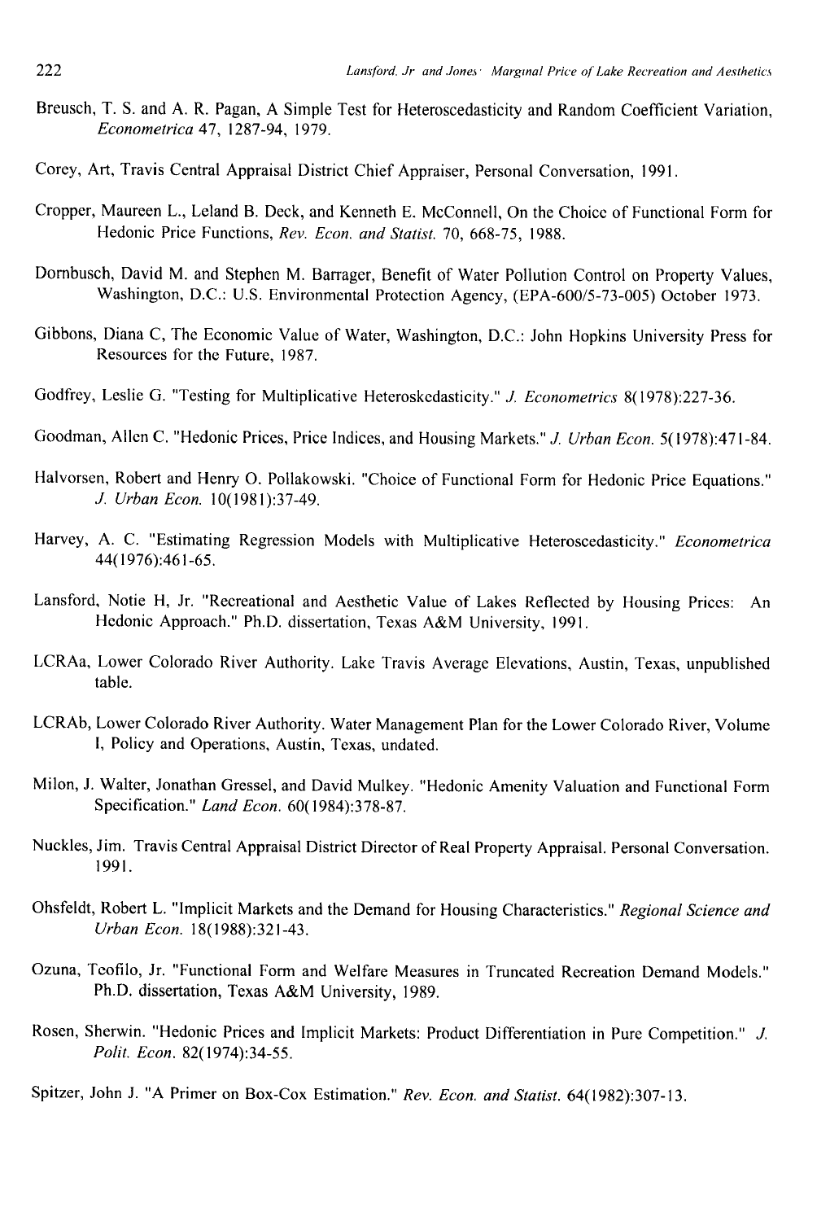Breusch, T. S. and A. R. Pagan, A Simple Test for Heteroscedasticity and Random Coefficient Variation, *Econometrica* 47, 1287-94, 1979.

Corey, Art, Travis Central Appraisal District Chief Appraiser, Personal Conversation, 1991.

Cropper, Maureen L., Leland B. Deck, and Kenneth E. McConnell, On the Choice of Functional Form for Hedonic Price Functions, *Rev. Econ. and Statist.* 70, 668-75, 1988.

Dornbusch, David M. and Stephen M. Barrager, Benefit of Water Pollution Control on Property Values, Washington, D.C.: U.S. Environmental Protection Agency, (EPA-600/5-73-005) October 1973.

Gibbons, Diana C, The Economic Value of Water, Washington, D.C.: John Hopkins University Press for Resources for the Future, 1987.

Godfrey, Leslie G. "Testing for Multiplicative Heteroskedasticity." *J. Econometrics* 8(1978):227-36.

Goodman, Allen C. "Hedonic Prices, Price Indices, and Housing Markets." *J. Urban Econ.* 5(1978):471-84.

Halvorsen, Robert and Henry O. Pollakowski. "Choice of Functional Form for Hedonic Price Equations." *J. Urban Econ.* 10(1981):37-49.

Harvey, A. C. "Estimating Regression Models with Multiplicative Heteroscedasticity." *Econometrica* 44(1976):461-65.

Lansford, Notie H, Jr. "Recreational and Aesthetic Value of Lakes Reflected by Housing Prices: An Hedonic Approach." Ph.D. dissertation, Texas A&M University, 1991.

LCRAa, Lower Colorado River Authority. Lake Travis Average Elevations, Austin, Texas, unpublished table.

LCRAb, Lower Colorado River Authority. Water Management Plan for the Lower Colorado River, Volume I, Policy and Operations, Austin, Texas, undated.

Milon, J. Walter, Jonathan Gressel, and David Mulkey. "Hedonic Amenity Valuation and Functional Form Specification." *Land Econ.* 60(1984):378-87.

Nuckles, Jim. Travis Central Appraisal District Director of Real Property Appraisal. Personal Conversation. 1991.

Ohsfeldt, Robert L. "Implicit Markets and the Demand for Housing Characteristics." *Regional Science and Urban Econ.* 18(1988):321-43.

Ozuna, Teofilo, Jr. "Functional Form and Welfare Measures in Truncated Recreation Demand Models." Ph.D. dissertation, Texas A&M University, 1989.

Rosen, Sherwin. "Hedonic Prices and Implicit Markets: Product Differentiation in Pure Competition." *J. Polit. Econ.* 82(1974):34-55.

Spitzer, John J. "A Primer on Box-Cox Estimation." *Rev. Econ. and Statist.* 64(1982):307-13.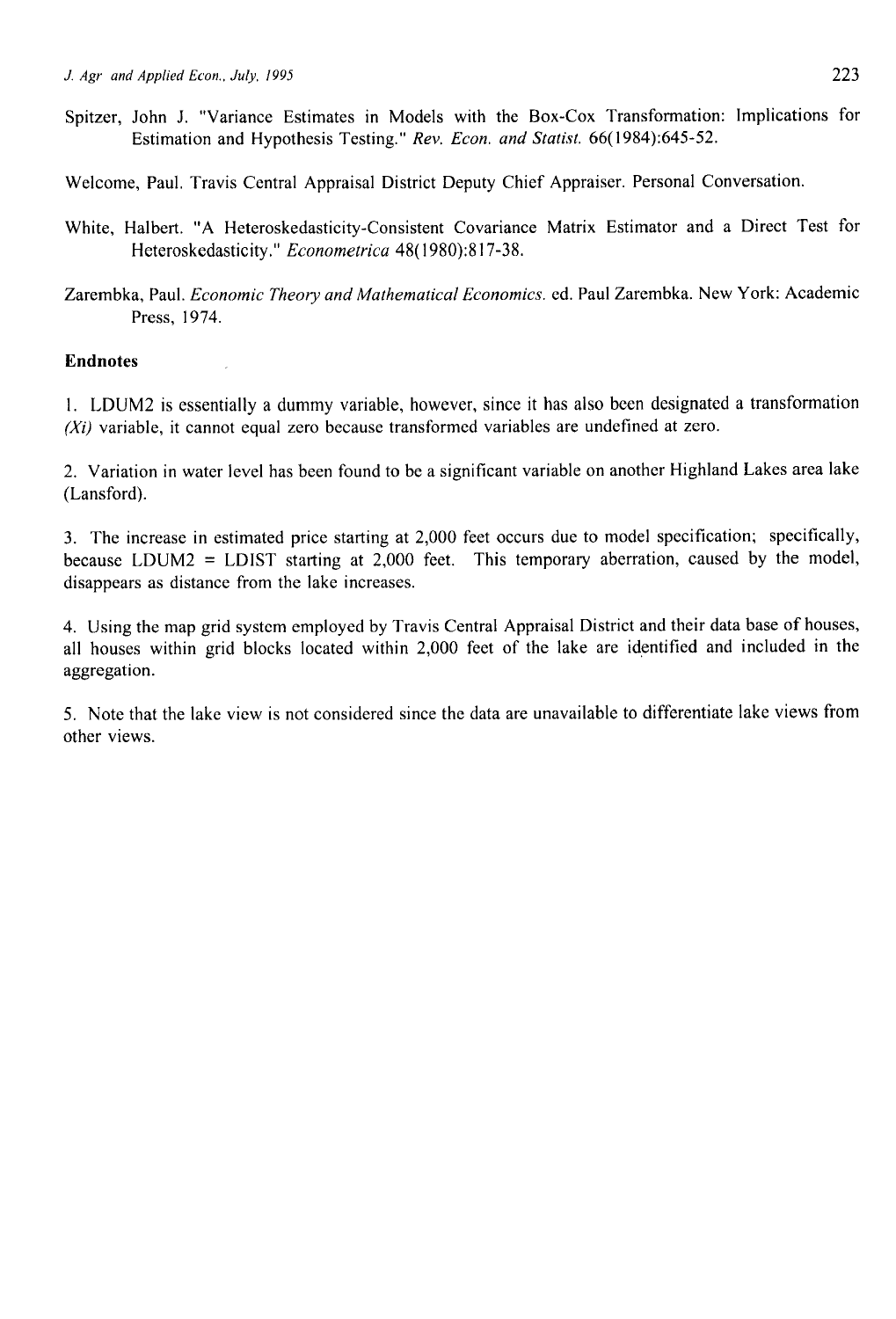Spitzer, John J. "Variance Estimates in Models with the Box-Cox Transformation: Implications for Estimation and Hypothesis Testing." *Rev. Econ. and Statist.* 66(1984):645-52.

Welcome, Paul. Travis Central Appraisal District Deputy Chief Appraiser. Personal Conversation.

White, Halbert. "A Heteroskedasticity-Consistent Covariance Matrix Estimator and a Direct Test for Heteroskedasticity." *Econometrica* 48(1980):817-38.

Zarembka, Paul. *Economic Theory and Mathematical Economics*. ed. Paul Zarembka. New York: Academic Press, 1974.

**Endnotes**

1. LDUM2 is essentially a dummy variable, however, since it has also been designated a transformation *(Xi)* variable, it cannot equal zero because transformed variables are undefined at zero.

2. Variation in water level has been found to be a significant variable on another Highland Lakes area lake (Lansford).

3. The increase in estimated price starting at 2,000 feet occurs due to model specification; specifically, because LDUM2 = LDIST starting at 2,000 feet. This temporary aberration, caused by the model, disappears as distance from the lake increases.

4. Using the map grid system employed by Travis Central Appraisal District and their data base of houses, all houses within grid blocks located within 2,000 feet of the lake are identified and included in the aggregation.

5. Note that the lake view is not considered since the data are unavailable to differentiate lake views from other views.